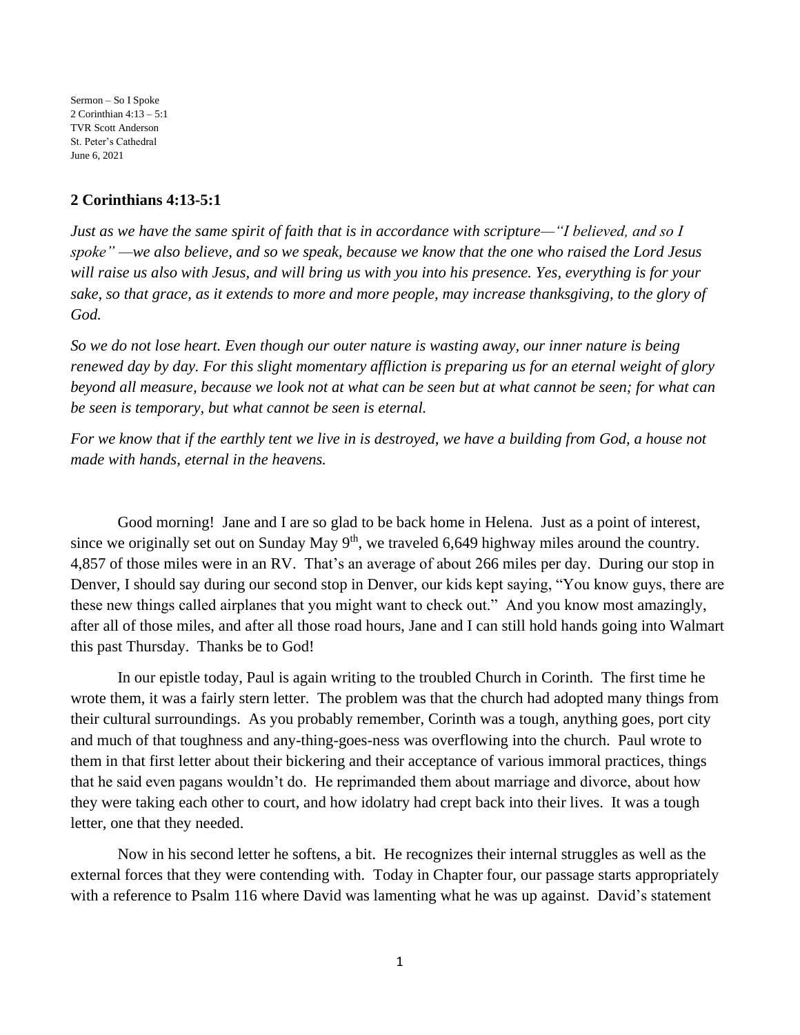Sermon – So I Spoke
2 Corinthian 4:13 – 5:1
TVR Scott Anderson
St. Peter's Cathedral
June 6, 2021

## 2 Corinthians 4:13-5:1

*Just as we have the same spirit of faith that is in accordance with scripture—"I believed, and so I spoke" —we also believe, and so we speak, because we know that the one who raised the Lord Jesus will raise us also with Jesus, and will bring us with you into his presence. Yes, everything is for your sake, so that grace, as it extends to more and more people, may increase thanksgiving, to the glory of God.*

*So we do not lose heart. Even though our outer nature is wasting away, our inner nature is being renewed day by day. For this slight momentary affliction is preparing us for an eternal weight of glory beyond all measure, because we look not at what can be seen but at what cannot be seen; for what can be seen is temporary, but what cannot be seen is eternal.*

*For we know that if the earthly tent we live in is destroyed, we have a building from God, a house not made with hands, eternal in the heavens.*

Good morning! Jane and I are so glad to be back home in Helena. Just as a point of interest, since we originally set out on Sunday May 9th, we traveled 6,649 highway miles around the country. 4,857 of those miles were in an RV. That's an average of about 266 miles per day. During our stop in Denver, I should say during our second stop in Denver, our kids kept saying, "You know guys, there are these new things called airplanes that you might want to check out." And you know most amazingly, after all of those miles, and after all those road hours, Jane and I can still hold hands going into Walmart this past Thursday. Thanks be to God!

In our epistle today, Paul is again writing to the troubled Church in Corinth. The first time he wrote them, it was a fairly stern letter. The problem was that the church had adopted many things from their cultural surroundings. As you probably remember, Corinth was a tough, anything goes, port city and much of that toughness and any-thing-goes-ness was overflowing into the church. Paul wrote to them in that first letter about their bickering and their acceptance of various immoral practices, things that he said even pagans wouldn't do. He reprimanded them about marriage and divorce, about how they were taking each other to court, and how idolatry had crept back into their lives. It was a tough letter, one that they needed.

Now in his second letter he softens, a bit. He recognizes their internal struggles as well as the external forces that they were contending with. Today in Chapter four, our passage starts appropriately with a reference to Psalm 116 where David was lamenting what he was up against. David's statement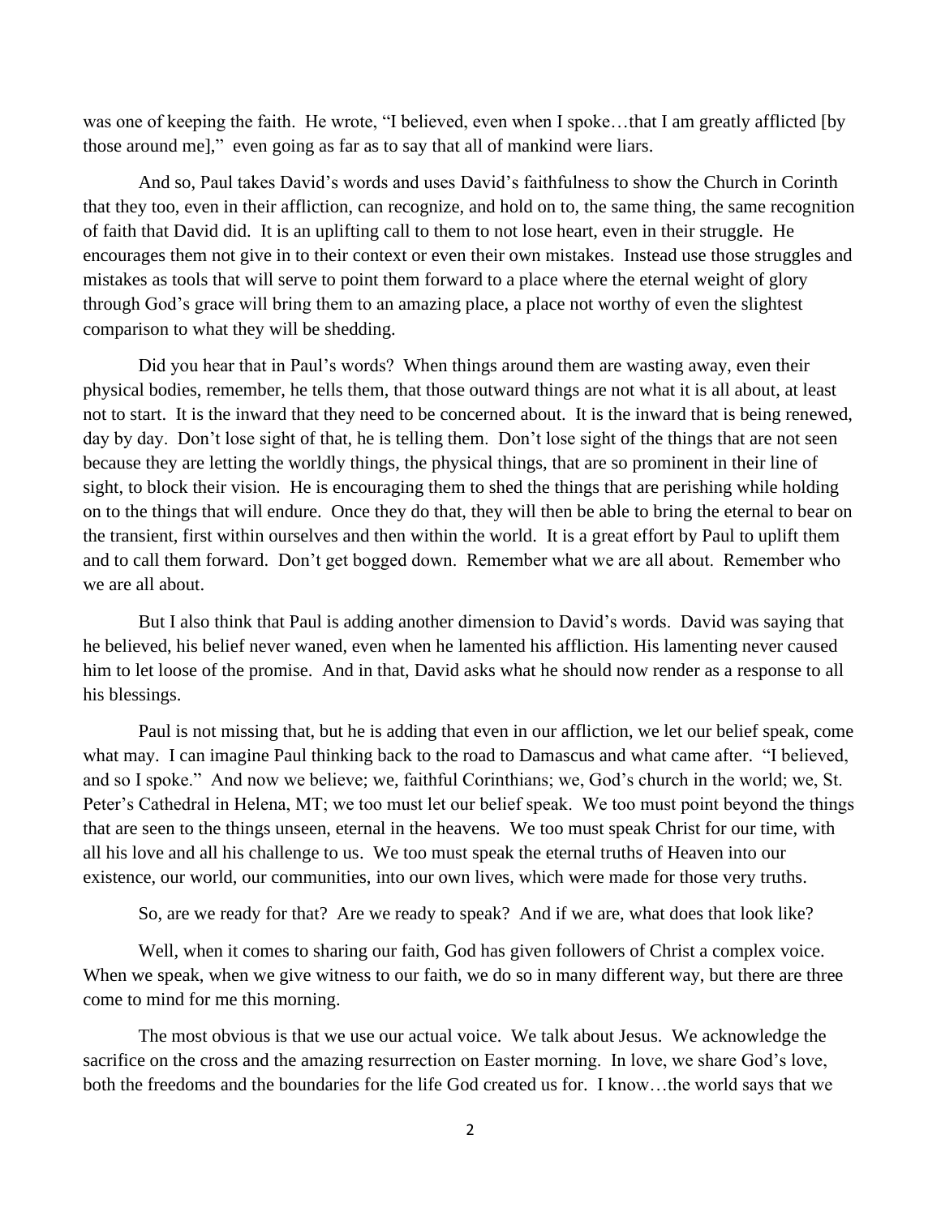was one of keeping the faith. He wrote, "I believed, even when I spoke…that I am greatly afflicted [by those around me]," even going as far as to say that all of mankind were liars.

And so, Paul takes David's words and uses David's faithfulness to show the Church in Corinth that they too, even in their affliction, can recognize, and hold on to, the same thing, the same recognition of faith that David did. It is an uplifting call to them to not lose heart, even in their struggle. He encourages them not give in to their context or even their own mistakes. Instead use those struggles and mistakes as tools that will serve to point them forward to a place where the eternal weight of glory through God's grace will bring them to an amazing place, a place not worthy of even the slightest comparison to what they will be shedding.

Did you hear that in Paul's words? When things around them are wasting away, even their physical bodies, remember, he tells them, that those outward things are not what it is all about, at least not to start. It is the inward that they need to be concerned about. It is the inward that is being renewed, day by day. Don't lose sight of that, he is telling them. Don't lose sight of the things that are not seen because they are letting the worldly things, the physical things, that are so prominent in their line of sight, to block their vision. He is encouraging them to shed the things that are perishing while holding on to the things that will endure. Once they do that, they will then be able to bring the eternal to bear on the transient, first within ourselves and then within the world. It is a great effort by Paul to uplift them and to call them forward. Don't get bogged down. Remember what we are all about. Remember who we are all about.

But I also think that Paul is adding another dimension to David's words. David was saying that he believed, his belief never waned, even when he lamented his affliction. His lamenting never caused him to let loose of the promise. And in that, David asks what he should now render as a response to all his blessings.

Paul is not missing that, but he is adding that even in our affliction, we let our belief speak, come what may. I can imagine Paul thinking back to the road to Damascus and what came after. "I believed, and so I spoke." And now we believe; we, faithful Corinthians; we, God's church in the world; we, St. Peter's Cathedral in Helena, MT; we too must let our belief speak. We too must point beyond the things that are seen to the things unseen, eternal in the heavens. We too must speak Christ for our time, with all his love and all his challenge to us. We too must speak the eternal truths of Heaven into our existence, our world, our communities, into our own lives, which were made for those very truths.

So, are we ready for that? Are we ready to speak? And if we are, what does that look like?

Well, when it comes to sharing our faith, God has given followers of Christ a complex voice. When we speak, when we give witness to our faith, we do so in many different way, but there are three come to mind for me this morning.

The most obvious is that we use our actual voice. We talk about Jesus. We acknowledge the sacrifice on the cross and the amazing resurrection on Easter morning. In love, we share God's love, both the freedoms and the boundaries for the life God created us for. I know…the world says that we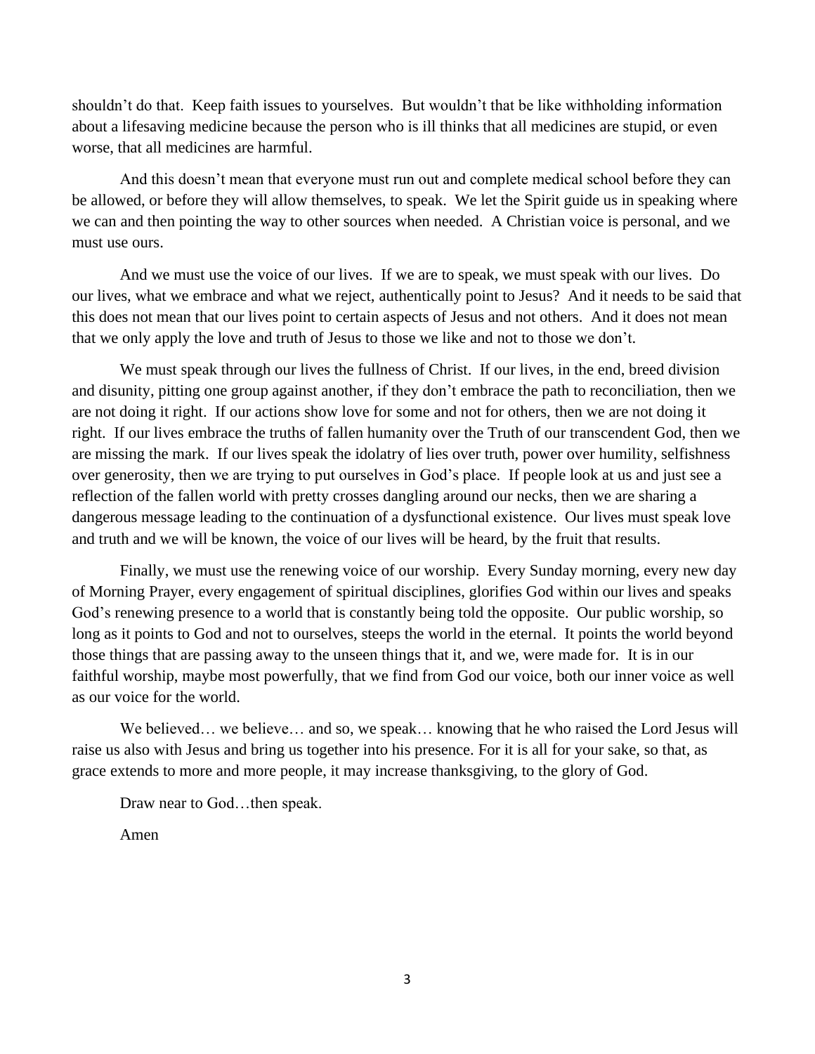shouldn't do that. Keep faith issues to yourselves. But wouldn't that be like withholding information about a lifesaving medicine because the person who is ill thinks that all medicines are stupid, or even worse, that all medicines are harmful.

And this doesn't mean that everyone must run out and complete medical school before they can be allowed, or before they will allow themselves, to speak. We let the Spirit guide us in speaking where we can and then pointing the way to other sources when needed. A Christian voice is personal, and we must use ours.

And we must use the voice of our lives. If we are to speak, we must speak with our lives. Do our lives, what we embrace and what we reject, authentically point to Jesus? And it needs to be said that this does not mean that our lives point to certain aspects of Jesus and not others. And it does not mean that we only apply the love and truth of Jesus to those we like and not to those we don't.

We must speak through our lives the fullness of Christ. If our lives, in the end, breed division and disunity, pitting one group against another, if they don't embrace the path to reconciliation, then we are not doing it right. If our actions show love for some and not for others, then we are not doing it right. If our lives embrace the truths of fallen humanity over the Truth of our transcendent God, then we are missing the mark. If our lives speak the idolatry of lies over truth, power over humility, selfishness over generosity, then we are trying to put ourselves in God's place. If people look at us and just see a reflection of the fallen world with pretty crosses dangling around our necks, then we are sharing a dangerous message leading to the continuation of a dysfunctional existence. Our lives must speak love and truth and we will be known, the voice of our lives will be heard, by the fruit that results.

Finally, we must use the renewing voice of our worship. Every Sunday morning, every new day of Morning Prayer, every engagement of spiritual disciplines, glorifies God within our lives and speaks God's renewing presence to a world that is constantly being told the opposite. Our public worship, so long as it points to God and not to ourselves, steeps the world in the eternal. It points the world beyond those things that are passing away to the unseen things that it, and we, were made for. It is in our faithful worship, maybe most powerfully, that we find from God our voice, both our inner voice as well as our voice for the world.

We believed… we believe… and so, we speak… knowing that he who raised the Lord Jesus will raise us also with Jesus and bring us together into his presence. For it is all for your sake, so that, as grace extends to more and more people, it may increase thanksgiving, to the glory of God.

Draw near to God…then speak.

Amen